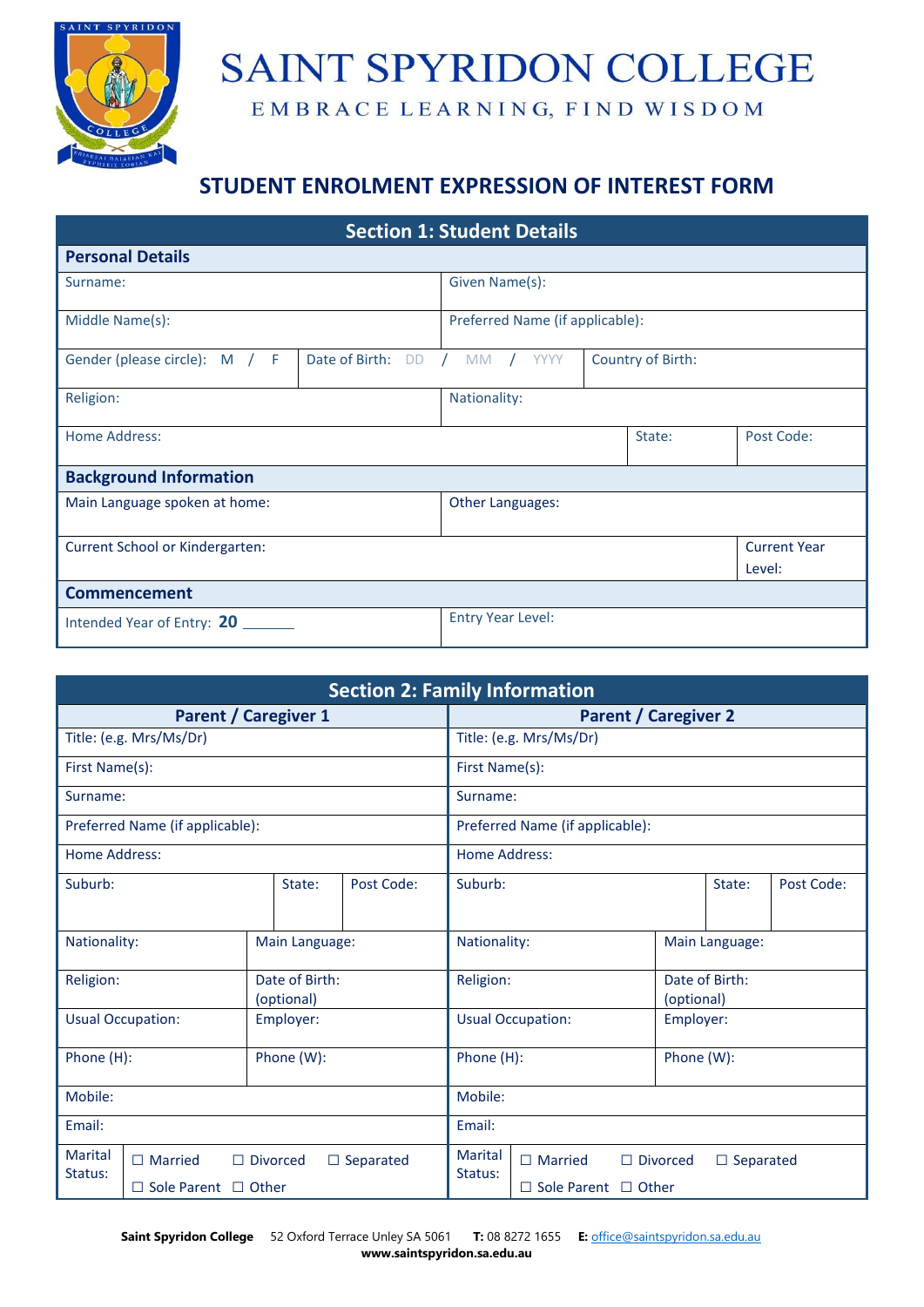# SAINT SPYRIDON COLLEGE

EMBRACE LEARNING, FIND WISDOM

## STUDENT ENROLMENT EXPRESSION OF INTEREST FORM

| Section 1: Student Details | | | |
|---|---|---|---|
| **Personal Details** | | | |
| Surname: | | Given Name(s): | |
| Middle Name(s): | | Preferred Name (if applicable): | |
| Gender (please circle): M / F | Date of Birth: DD / MM / YYYY | Country of Birth: | |
| Religion: | | Nationality: | |
| Home Address: | | State: | Post Code: |
| **Background Information** | | | |
| Main Language spoken at home: | | Other Languages: | |
| Current School or Kindergarten: | | | Current Year Level: |
| **Commencement** | | | |
| Intended Year of Entry: **20** _______ | | Entry Year Level: | |

| Section 2: Family Information | | | | | |
|---|---|---|---|---|---|
| **Parent / Caregiver 1** | | | **Parent / Caregiver 2** | | |
| Title: (e.g. Mrs/Ms/Dr) | | | Title: (e.g. Mrs/Ms/Dr) | | |
| First Name(s): | | | First Name(s): | | |
| Surname: | | | Surname: | | |
| Preferred Name (if applicable): | | | Preferred Name (if applicable): | | |
| Home Address: | | | Home Address: | | |
| Suburb: | State: | Post Code: | Suburb: | State: | Post Code: |
| Nationality: | Main Language: | | Nationality: | Main Language: | |
| Religion: | Date of Birth: (optional) | | Religion: | Date of Birth: (optional) | |
| Usual Occupation: | Employer: | | Usual Occupation: | Employer: | |
| Phone (H): | Phone (W): | | Phone (H): | Phone (W): | |
| Mobile: | | | Mobile: | | |
| Email: | | | Email: | | |
| Marital Status: | ☐ Married ☐ Divorced ☐ Separated ☐ Sole Parent ☐ Other | | Marital Status: | ☐ Married ☐ Divorced ☐ Separated ☐ Sole Parent ☐ Other | |

**Saint Spyridon College** 52 Oxford Terrace Unley SA 5061 **T:** 08 8272 1655 **E:** office@saintspyridon.sa.edu.au
**www.saintspyridon.sa.edu.au**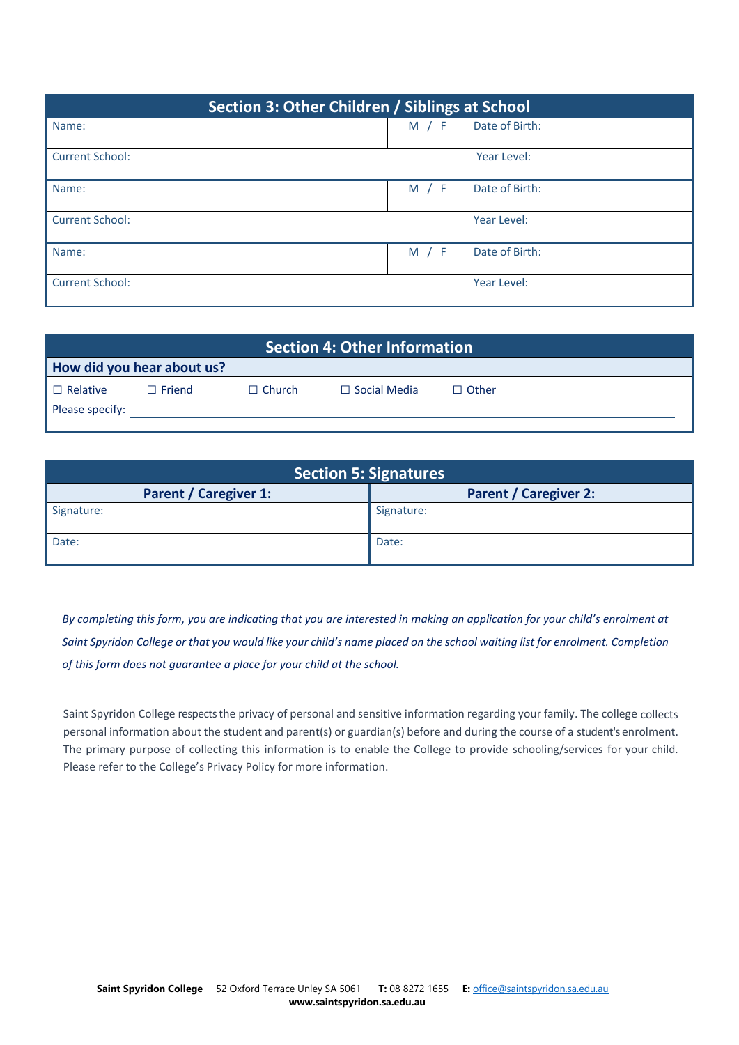## Section 3: Other Children / Siblings at School

| | | |
|---|---|---|
| Name: | M / F | Date of Birth: |
| Current School: | | Year Level: |
| Name: | M / F | Date of Birth: |
| Current School: | | Year Level: |
| Name: | M / F | Date of Birth: |
| Current School: | | Year Level: |

## Section 4: Other Information

**How did you hear about us?**

☐ Relative ☐ Friend ☐ Church ☐ Social Media ☐ Other

Please specify: ______________________________

## Section 5: Signatures

| Parent / Caregiver 1: | Parent / Caregiver 2: |
|---|---|
| Signature: | Signature: |
| Date: | Date: |

*By completing this form, you are indicating that you are interested in making an application for your child's enrolment at Saint Spyridon College or that you would like your child's name placed on the school waiting list for enrolment. Completion of this form does not guarantee a place for your child at the school.*

Saint Spyridon College respects the privacy of personal and sensitive information regarding your family. The college collects personal information about the student and parent(s) or guardian(s) before and during the course of a student's enrolment. The primary purpose of collecting this information is to enable the College to provide schooling/services for your child. Please refer to the College's Privacy Policy for more information.

**Saint Spyridon College** 52 Oxford Terrace Unley SA 5061 **T:** 08 8272 1655 **E:** office@saintspyridon.sa.edu.au
**www.saintspyridon.sa.edu.au**